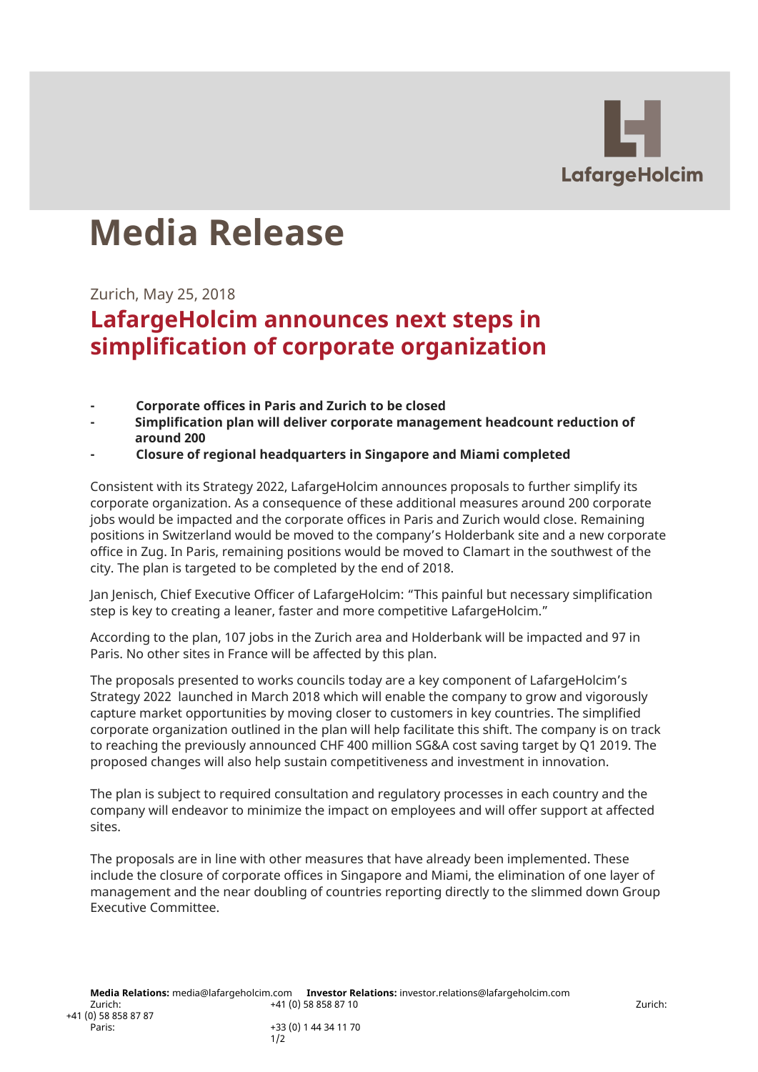# Media Release

Zurich, May 25, 2018

## LafargeHolcim announces next steps in simplification of corporate organization

- **Corporate offices in Paris and Zurich to be closed**
- **Simplification plan will deliver corporate management headcount reduction of around 200**
- **Closure of regional headquarters in Singapore and Miami completed**

Consistent with its Strategy 2022, LafargeHolcim announces proposals to further simplify its corporate organization. As a consequence of these additional measures around 200 corporate jobs would be impacted and the corporate offices in Paris and Zurich would close. Remaining positions in Switzerland would be moved to the company's Holderbank site and a new corporate office in Zug. In Paris, remaining positions would be moved to Clamart in the southwest of the city. The plan is targeted to be completed by the end of 2018.

Jan Jenisch, Chief Executive Officer of LafargeHolcim: "This painful but necessary simplification step is key to creating a leaner, faster and more competitive LafargeHolcim."

According to the plan, 107 jobs in the Zurich area and Holderbank will be impacted and 97 in Paris. No other sites in France will be affected by this plan.

The proposals presented to works councils today are a key component of LafargeHolcim's Strategy 2022 launched in March 2018 which will enable the company to grow and vigorously capture market opportunities by moving closer to customers in key countries. The simplified corporate organization outlined in the plan will help facilitate this shift. The company is on track to reaching the previously announced CHF 400 million SG&A cost saving target by Q1 2019. The proposed changes will also help sustain competitiveness and investment in innovation.

The plan is subject to required consultation and regulatory processes in each country and the company will endeavor to minimize the impact on employees and will offer support at affected sites.

The proposals are in line with other measures that have already been implemented. These include the closure of corporate offices in Singapore and Miami, the elimination of one layer of management and the near doubling of countries reporting directly to the slimmed down Group Executive Committee.

**Media Relations:** media@lafargeholcim.com
Zurich: +41 (0) 58 858 87 10
Paris: +33 (0) 1 44 34 11 70

**Investor Relations:** investor.relations@lafargeholcim.com
Zurich: +41 (0) 58 858 87 87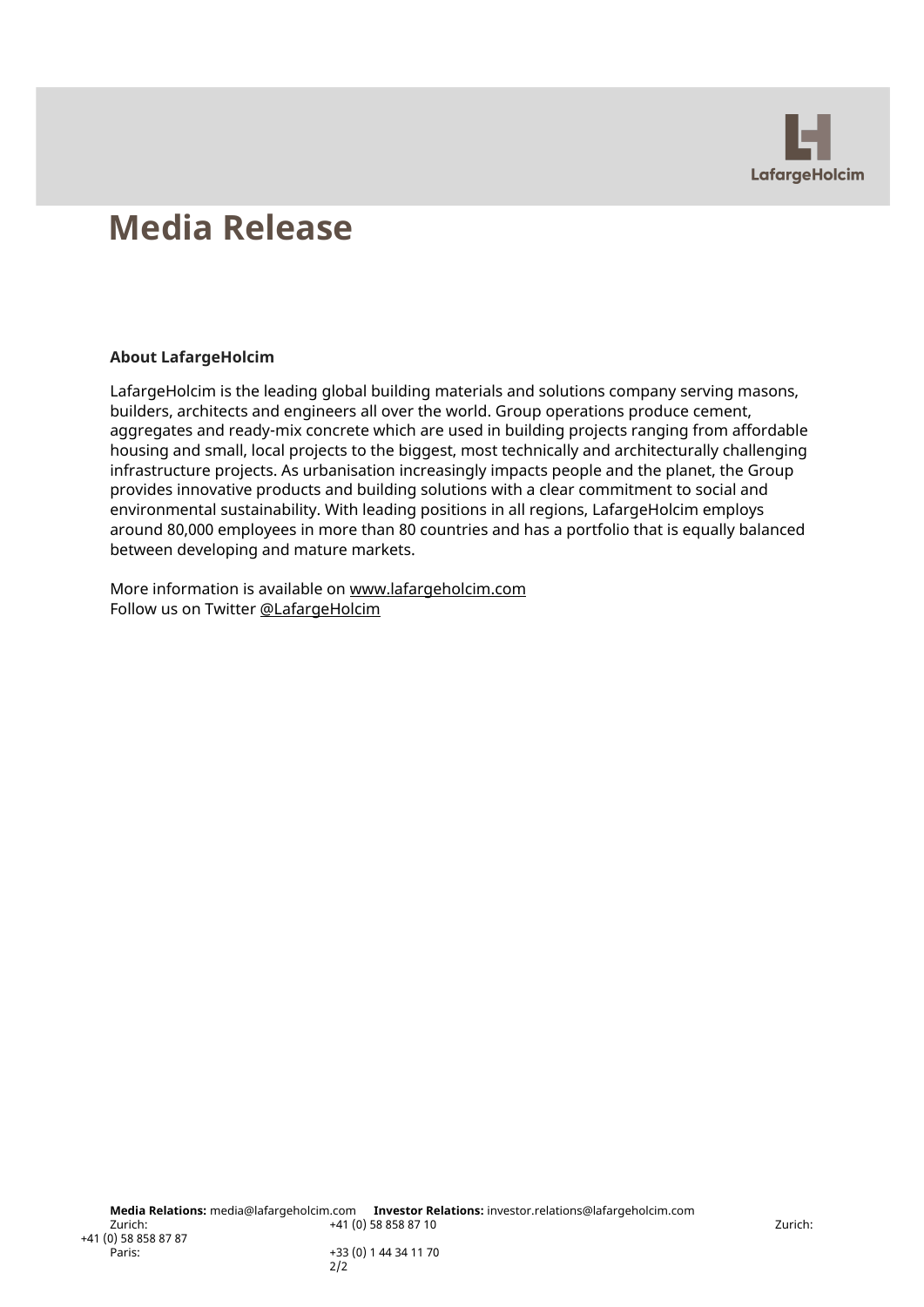# Media Release

**About LafargeHolcim**

LafargeHolcim is the leading global building materials and solutions company serving masons, builders, architects and engineers all over the world. Group operations produce cement, aggregates and ready-mix concrete which are used in building projects ranging from affordable housing and small, local projects to the biggest, most technically and architecturally challenging infrastructure projects. As urbanisation increasingly impacts people and the planet, the Group provides innovative products and building solutions with a clear commitment to social and environmental sustainability. With leading positions in all regions, LafargeHolcim employs around 80,000 employees in more than 80 countries and has a portfolio that is equally balanced between developing and mature markets.

More information is available on www.lafargeholcim.com
Follow us on Twitter @LafargeHolcim

**Media Relations:** media@lafargeholcim.com
Zurich: +41 (0) 58 858 87 10
Paris: +33 (0) 1 44 34 11 70

**Investor Relations:** investor.relations@lafargeholcim.com
Zurich: +41 (0) 58 858 87 87